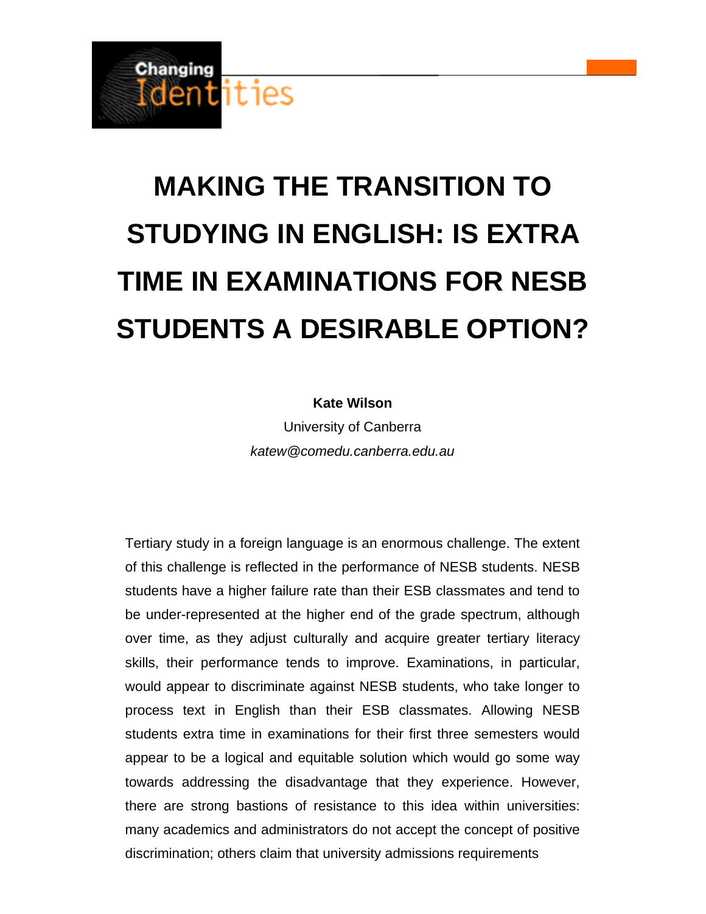# MAKING THE TRANSITION TO STUDYING IN ENGLISH: IS EXTRA TIME IN EXAMINATIONS FOR NESB STUDENTS A DESIRABLE OPTION?

**Kate Wilson**

University of Canberra

*katew@comedu.canberra.edu.au*

Tertiary study in a foreign language is an enormous challenge. The extent of this challenge is reflected in the performance of NESB students. NESB students have a higher failure rate than their ESB classmates and tend to be under-represented at the higher end of the grade spectrum, although over time, as they adjust culturally and acquire greater tertiary literacy skills, their performance tends to improve. Examinations, in particular, would appear to discriminate against NESB students, who take longer to process text in English than their ESB classmates. Allowing NESB students extra time in examinations for their first three semesters would appear to be a logical and equitable solution which would go some way towards addressing the disadvantage that they experience. However, there are strong bastions of resistance to this idea within universities: many academics and administrators do not accept the concept of positive discrimination; others claim that university admissions requirements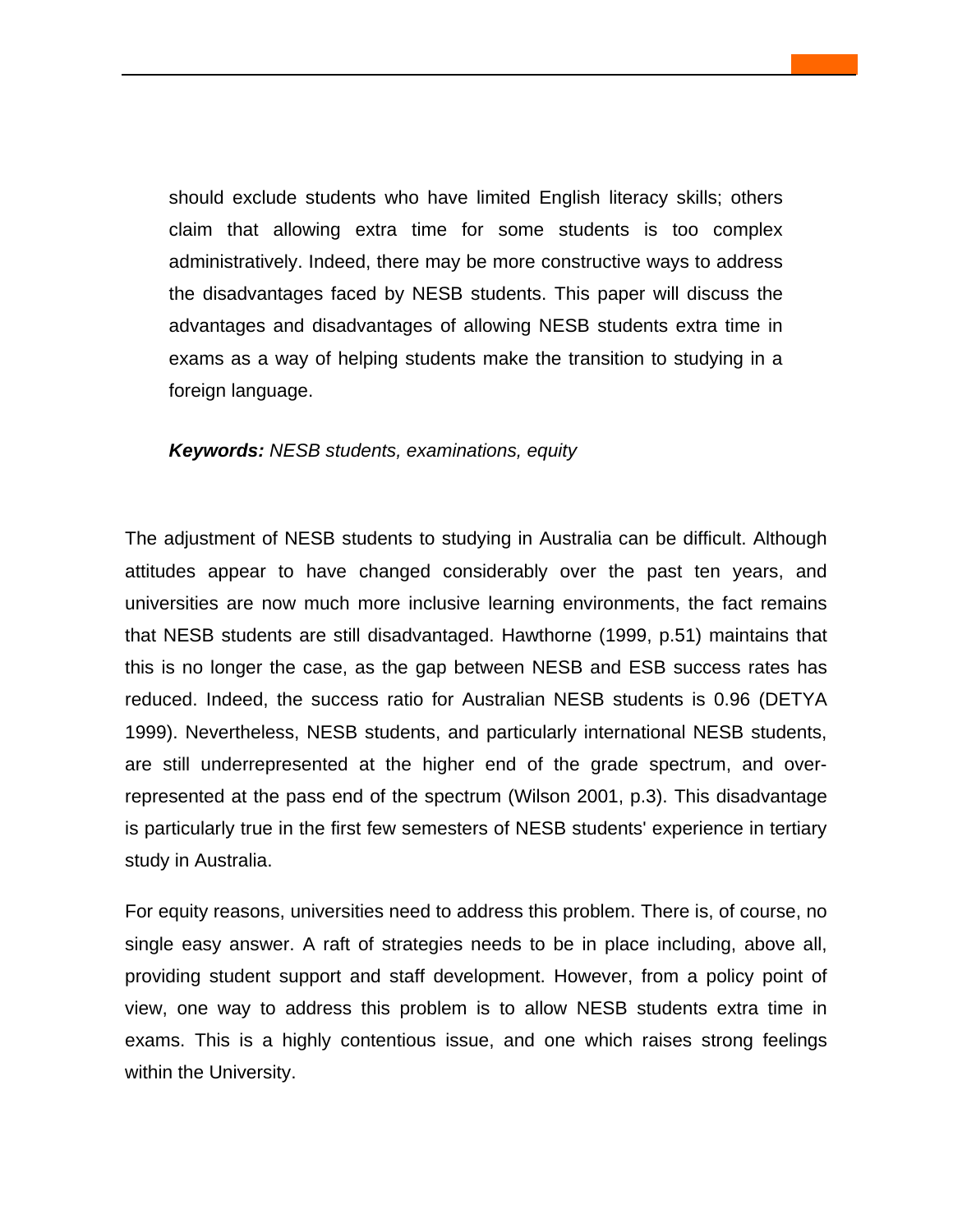should exclude students who have limited English literacy skills; others claim that allowing extra time for some students is too complex administratively. Indeed, there may be more constructive ways to address the disadvantages faced by NESB students. This paper will discuss the advantages and disadvantages of allowing NESB students extra time in exams as a way of helping students make the transition to studying in a foreign language.

***Keywords:*** *NESB students, examinations, equity*

The adjustment of NESB students to studying in Australia can be difficult. Although attitudes appear to have changed considerably over the past ten years, and universities are now much more inclusive learning environments, the fact remains that NESB students are still disadvantaged. Hawthorne (1999, p.51) maintains that this is no longer the case, as the gap between NESB and ESB success rates has reduced. Indeed, the success ratio for Australian NESB students is 0.96 (DETYA 1999). Nevertheless, NESB students, and particularly international NESB students, are still underrepresented at the higher end of the grade spectrum, and over-represented at the pass end of the spectrum (Wilson 2001, p.3). This disadvantage is particularly true in the first few semesters of NESB students' experience in tertiary study in Australia.

For equity reasons, universities need to address this problem. There is, of course, no single easy answer. A raft of strategies needs to be in place including, above all, providing student support and staff development. However, from a policy point of view, one way to address this problem is to allow NESB students extra time in exams. This is a highly contentious issue, and one which raises strong feelings within the University.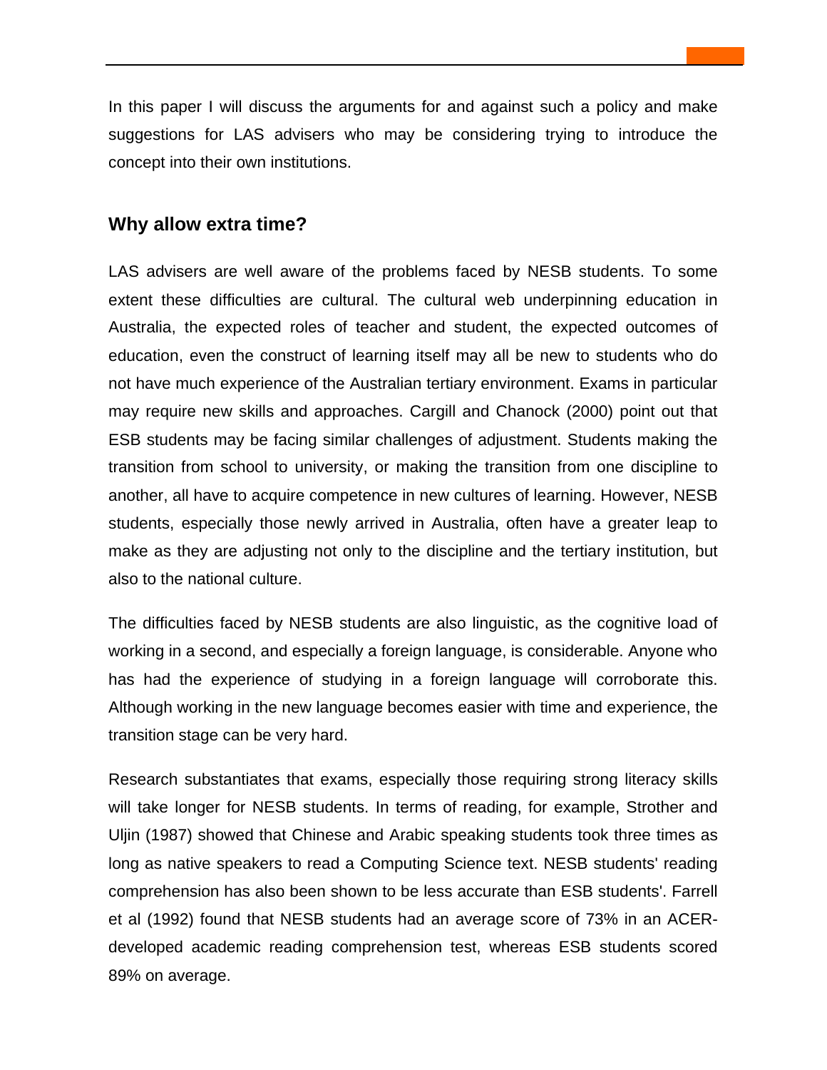In this paper I will discuss the arguments for and against such a policy and make suggestions for LAS advisers who may be considering trying to introduce the concept into their own institutions.

## Why allow extra time?

LAS advisers are well aware of the problems faced by NESB students. To some extent these difficulties are cultural. The cultural web underpinning education in Australia, the expected roles of teacher and student, the expected outcomes of education, even the construct of learning itself may all be new to students who do not have much experience of the Australian tertiary environment. Exams in particular may require new skills and approaches. Cargill and Chanock (2000) point out that ESB students may be facing similar challenges of adjustment. Students making the transition from school to university, or making the transition from one discipline to another, all have to acquire competence in new cultures of learning. However, NESB students, especially those newly arrived in Australia, often have a greater leap to make as they are adjusting not only to the discipline and the tertiary institution, but also to the national culture.

The difficulties faced by NESB students are also linguistic, as the cognitive load of working in a second, and especially a foreign language, is considerable. Anyone who has had the experience of studying in a foreign language will corroborate this. Although working in the new language becomes easier with time and experience, the transition stage can be very hard.

Research substantiates that exams, especially those requiring strong literacy skills will take longer for NESB students. In terms of reading, for example, Strother and Uljin (1987) showed that Chinese and Arabic speaking students took three times as long as native speakers to read a Computing Science text. NESB students' reading comprehension has also been shown to be less accurate than ESB students'. Farrell et al (1992) found that NESB students had an average score of 73% in an ACER-developed academic reading comprehension test, whereas ESB students scored 89% on average.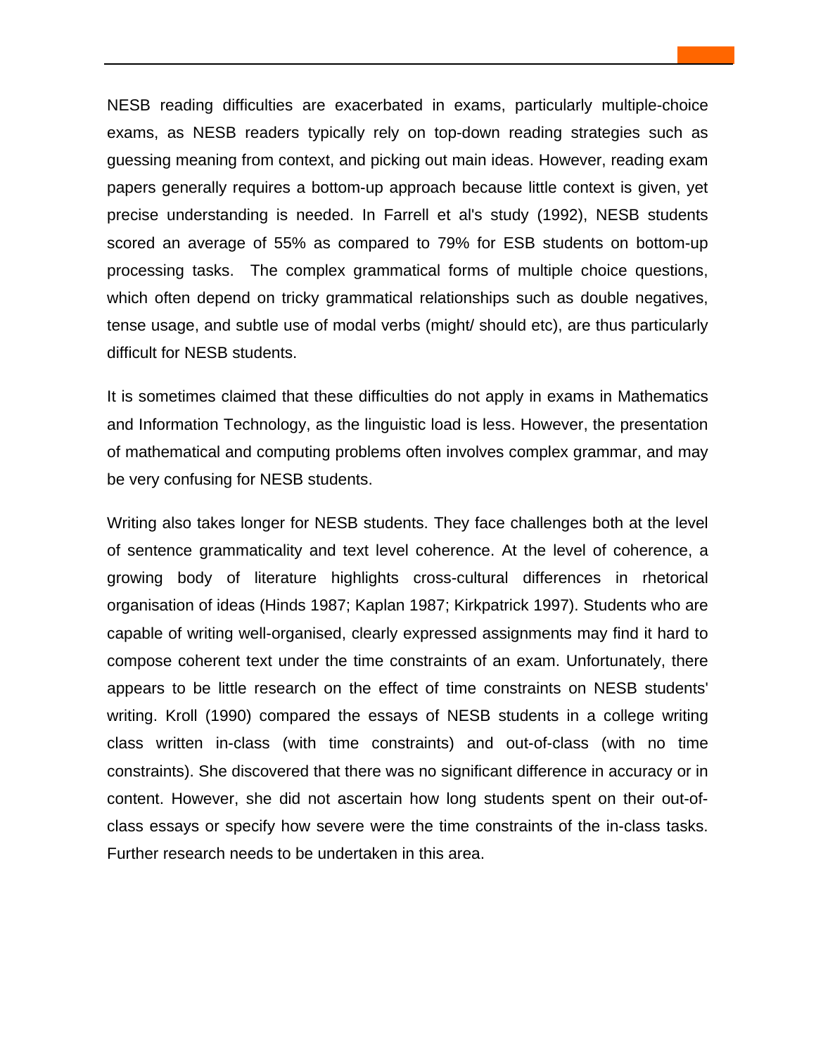NESB reading difficulties are exacerbated in exams, particularly multiple-choice exams, as NESB readers typically rely on top-down reading strategies such as guessing meaning from context, and picking out main ideas. However, reading exam papers generally requires a bottom-up approach because little context is given, yet precise understanding is needed. In Farrell et al's study (1992), NESB students scored an average of 55% as compared to 79% for ESB students on bottom-up processing tasks. The complex grammatical forms of multiple choice questions, which often depend on tricky grammatical relationships such as double negatives, tense usage, and subtle use of modal verbs (might/ should etc), are thus particularly difficult for NESB students.

It is sometimes claimed that these difficulties do not apply in exams in Mathematics and Information Technology, as the linguistic load is less. However, the presentation of mathematical and computing problems often involves complex grammar, and may be very confusing for NESB students.

Writing also takes longer for NESB students. They face challenges both at the level of sentence grammaticality and text level coherence. At the level of coherence, a growing body of literature highlights cross-cultural differences in rhetorical organisation of ideas (Hinds 1987; Kaplan 1987; Kirkpatrick 1997). Students who are capable of writing well-organised, clearly expressed assignments may find it hard to compose coherent text under the time constraints of an exam. Unfortunately, there appears to be little research on the effect of time constraints on NESB students' writing. Kroll (1990) compared the essays of NESB students in a college writing class written in-class (with time constraints) and out-of-class (with no time constraints). She discovered that there was no significant difference in accuracy or in content. However, she did not ascertain how long students spent on their out-of-class essays or specify how severe were the time constraints of the in-class tasks. Further research needs to be undertaken in this area.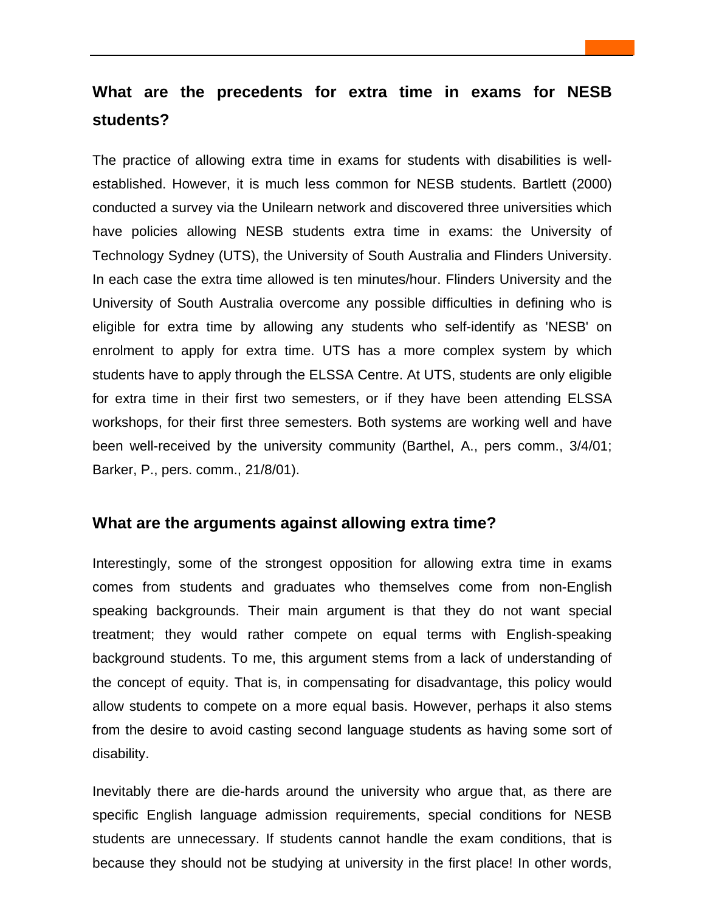## What are the precedents for extra time in exams for NESB students?

The practice of allowing extra time in exams for students with disabilities is well-established. However, it is much less common for NESB students. Bartlett (2000) conducted a survey via the Unilearn network and discovered three universities which have policies allowing NESB students extra time in exams: the University of Technology Sydney (UTS), the University of South Australia and Flinders University. In each case the extra time allowed is ten minutes/hour. Flinders University and the University of South Australia overcome any possible difficulties in defining who is eligible for extra time by allowing any students who self-identify as 'NESB' on enrolment to apply for extra time. UTS has a more complex system by which students have to apply through the ELSSA Centre. At UTS, students are only eligible for extra time in their first two semesters, or if they have been attending ELSSA workshops, for their first three semesters. Both systems are working well and have been well-received by the university community (Barthel, A., pers comm., 3/4/01; Barker, P., pers. comm., 21/8/01).

## What are the arguments against allowing extra time?

Interestingly, some of the strongest opposition for allowing extra time in exams comes from students and graduates who themselves come from non-English speaking backgrounds. Their main argument is that they do not want special treatment; they would rather compete on equal terms with English-speaking background students. To me, this argument stems from a lack of understanding of the concept of equity. That is, in compensating for disadvantage, this policy would allow students to compete on a more equal basis. However, perhaps it also stems from the desire to avoid casting second language students as having some sort of disability.

Inevitably there are die-hards around the university who argue that, as there are specific English language admission requirements, special conditions for NESB students are unnecessary. If students cannot handle the exam conditions, that is because they should not be studying at university in the first place! In other words,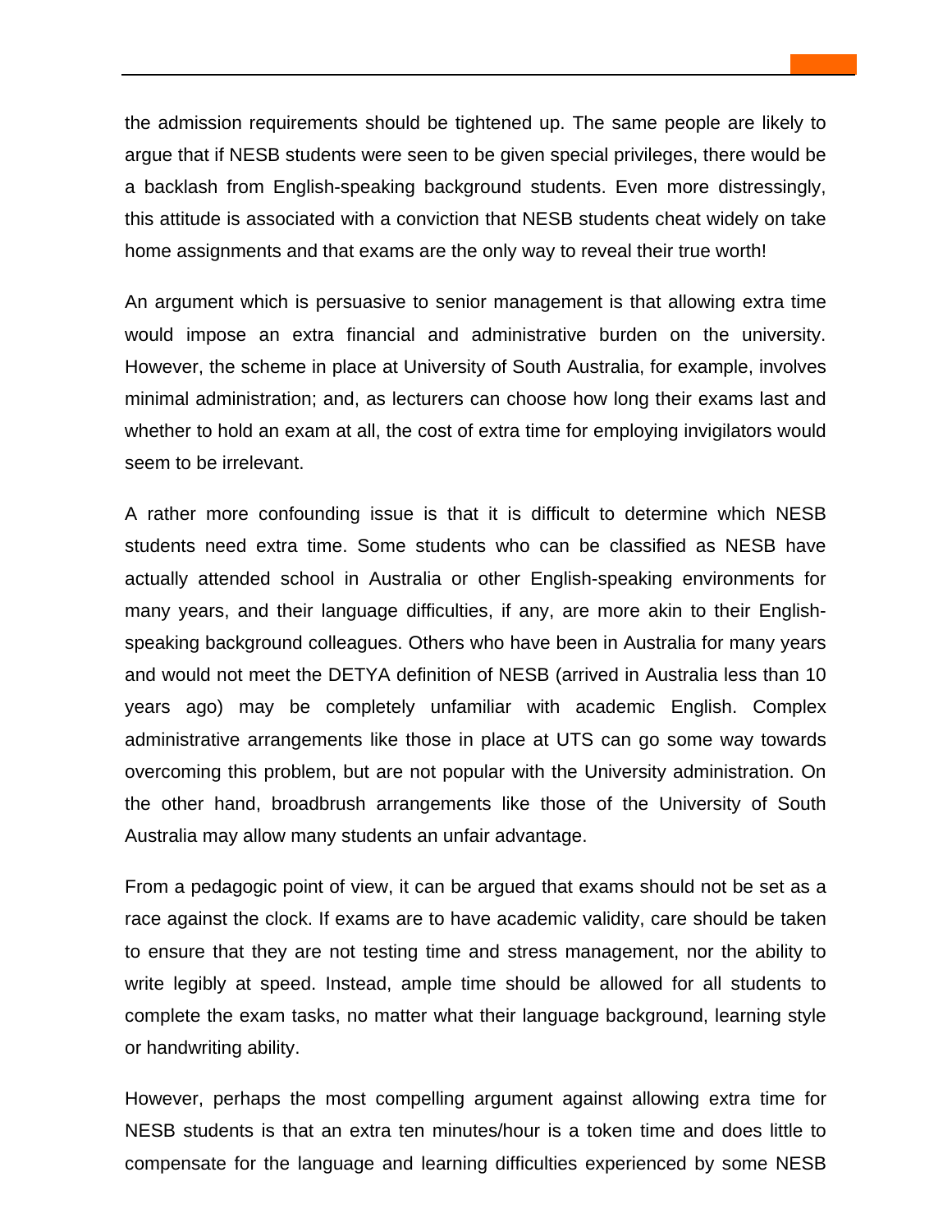the admission requirements should be tightened up. The same people are likely to argue that if NESB students were seen to be given special privileges, there would be a backlash from English-speaking background students. Even more distressingly, this attitude is associated with a conviction that NESB students cheat widely on take home assignments and that exams are the only way to reveal their true worth!

An argument which is persuasive to senior management is that allowing extra time would impose an extra financial and administrative burden on the university. However, the scheme in place at University of South Australia, for example, involves minimal administration; and, as lecturers can choose how long their exams last and whether to hold an exam at all, the cost of extra time for employing invigilators would seem to be irrelevant.

A rather more confounding issue is that it is difficult to determine which NESB students need extra time. Some students who can be classified as NESB have actually attended school in Australia or other English-speaking environments for many years, and their language difficulties, if any, are more akin to their English-speaking background colleagues. Others who have been in Australia for many years and would not meet the DETYA definition of NESB (arrived in Australia less than 10 years ago) may be completely unfamiliar with academic English. Complex administrative arrangements like those in place at UTS can go some way towards overcoming this problem, but are not popular with the University administration. On the other hand, broadbrush arrangements like those of the University of South Australia may allow many students an unfair advantage.

From a pedagogic point of view, it can be argued that exams should not be set as a race against the clock. If exams are to have academic validity, care should be taken to ensure that they are not testing time and stress management, nor the ability to write legibly at speed. Instead, ample time should be allowed for all students to complete the exam tasks, no matter what their language background, learning style or handwriting ability.

However, perhaps the most compelling argument against allowing extra time for NESB students is that an extra ten minutes/hour is a token time and does little to compensate for the language and learning difficulties experienced by some NESB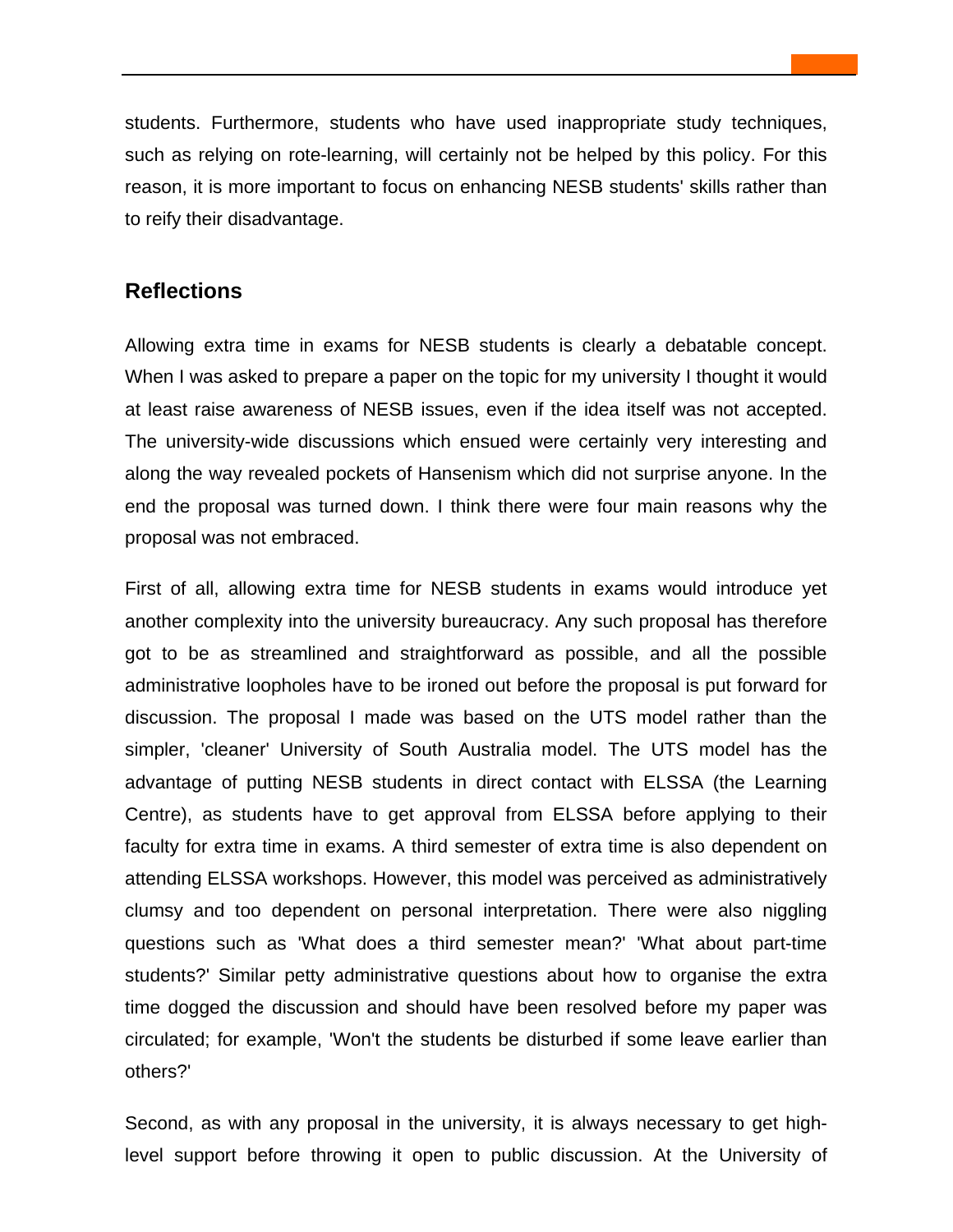students. Furthermore, students who have used inappropriate study techniques, such as relying on rote-learning, will certainly not be helped by this policy. For this reason, it is more important to focus on enhancing NESB students' skills rather than to reify their disadvantage.

## Reflections

Allowing extra time in exams for NESB students is clearly a debatable concept. When I was asked to prepare a paper on the topic for my university I thought it would at least raise awareness of NESB issues, even if the idea itself was not accepted. The university-wide discussions which ensued were certainly very interesting and along the way revealed pockets of Hansenism which did not surprise anyone. In the end the proposal was turned down. I think there were four main reasons why the proposal was not embraced.

First of all, allowing extra time for NESB students in exams would introduce yet another complexity into the university bureaucracy. Any such proposal has therefore got to be as streamlined and straightforward as possible, and all the possible administrative loopholes have to be ironed out before the proposal is put forward for discussion. The proposal I made was based on the UTS model rather than the simpler, 'cleaner' University of South Australia model. The UTS model has the advantage of putting NESB students in direct contact with ELSSA (the Learning Centre), as students have to get approval from ELSSA before applying to their faculty for extra time in exams. A third semester of extra time is also dependent on attending ELSSA workshops. However, this model was perceived as administratively clumsy and too dependent on personal interpretation. There were also niggling questions such as 'What does a third semester mean?' 'What about part-time students?' Similar petty administrative questions about how to organise the extra time dogged the discussion and should have been resolved before my paper was circulated; for example, 'Won't the students be disturbed if some leave earlier than others?'

Second, as with any proposal in the university, it is always necessary to get high-level support before throwing it open to public discussion. At the University of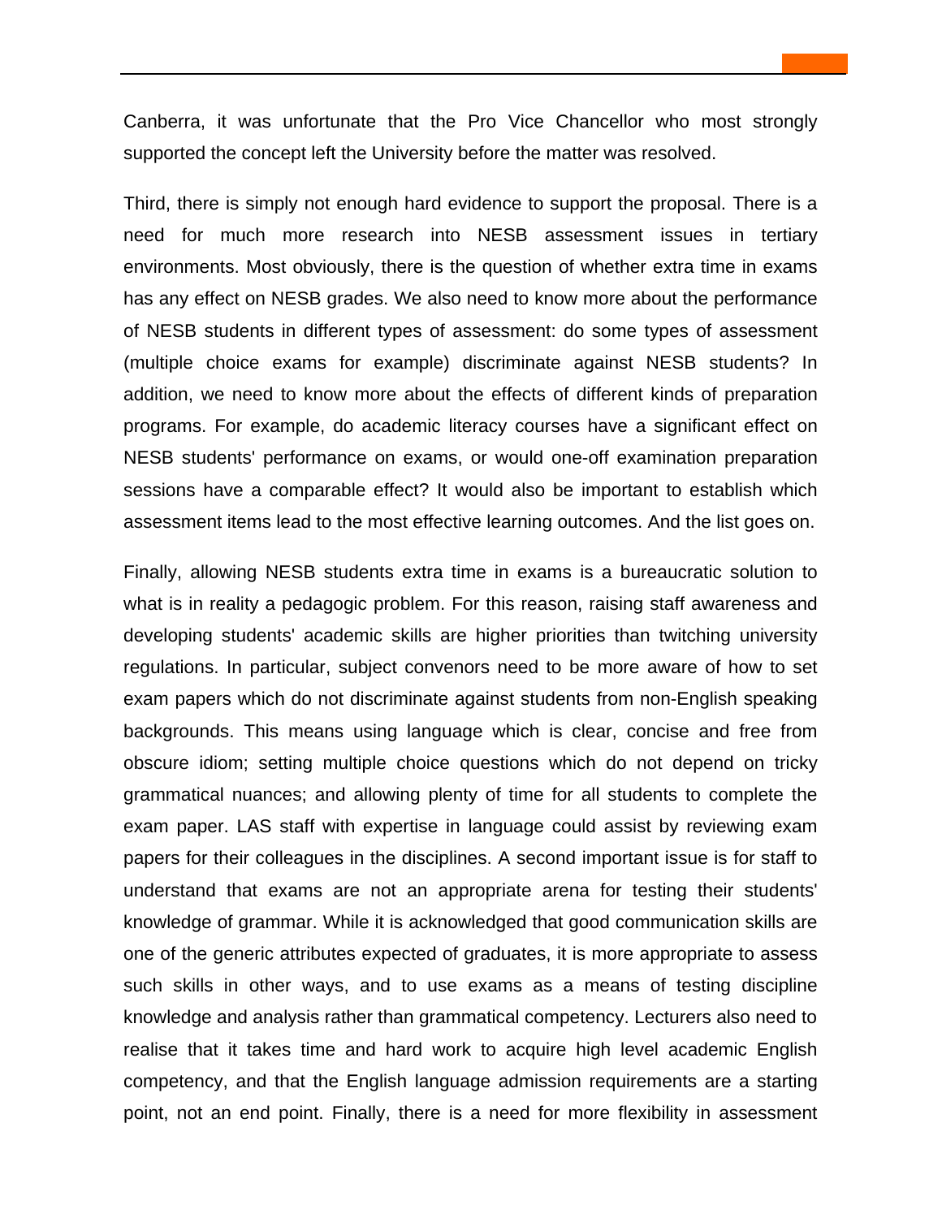Canberra, it was unfortunate that the Pro Vice Chancellor who most strongly supported the concept left the University before the matter was resolved.

Third, there is simply not enough hard evidence to support the proposal. There is a need for much more research into NESB assessment issues in tertiary environments. Most obviously, there is the question of whether extra time in exams has any effect on NESB grades. We also need to know more about the performance of NESB students in different types of assessment: do some types of assessment (multiple choice exams for example) discriminate against NESB students? In addition, we need to know more about the effects of different kinds of preparation programs. For example, do academic literacy courses have a significant effect on NESB students' performance on exams, or would one-off examination preparation sessions have a comparable effect? It would also be important to establish which assessment items lead to the most effective learning outcomes. And the list goes on.

Finally, allowing NESB students extra time in exams is a bureaucratic solution to what is in reality a pedagogic problem. For this reason, raising staff awareness and developing students' academic skills are higher priorities than twitching university regulations. In particular, subject convenors need to be more aware of how to set exam papers which do not discriminate against students from non-English speaking backgrounds. This means using language which is clear, concise and free from obscure idiom; setting multiple choice questions which do not depend on tricky grammatical nuances; and allowing plenty of time for all students to complete the exam paper. LAS staff with expertise in language could assist by reviewing exam papers for their colleagues in the disciplines. A second important issue is for staff to understand that exams are not an appropriate arena for testing their students' knowledge of grammar. While it is acknowledged that good communication skills are one of the generic attributes expected of graduates, it is more appropriate to assess such skills in other ways, and to use exams as a means of testing discipline knowledge and analysis rather than grammatical competency. Lecturers also need to realise that it takes time and hard work to acquire high level academic English competency, and that the English language admission requirements are a starting point, not an end point. Finally, there is a need for more flexibility in assessment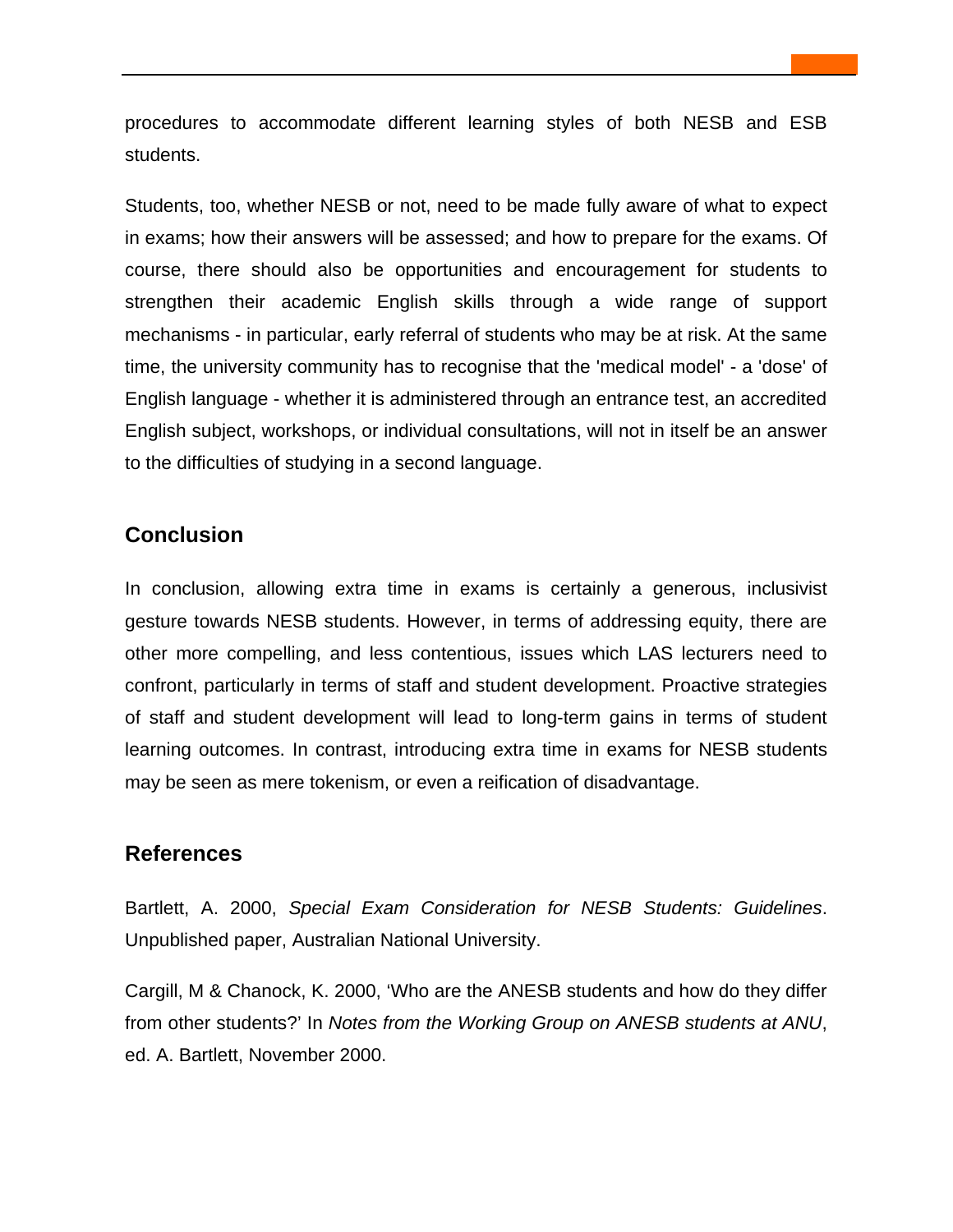procedures to accommodate different learning styles of both NESB and ESB students.

Students, too, whether NESB or not, need to be made fully aware of what to expect in exams; how their answers will be assessed; and how to prepare for the exams. Of course, there should also be opportunities and encouragement for students to strengthen their academic English skills through a wide range of support mechanisms - in particular, early referral of students who may be at risk. At the same time, the university community has to recognise that the 'medical model' - a 'dose' of English language - whether it is administered through an entrance test, an accredited English subject, workshops, or individual consultations, will not in itself be an answer to the difficulties of studying in a second language.

## Conclusion

In conclusion, allowing extra time in exams is certainly a generous, inclusivist gesture towards NESB students. However, in terms of addressing equity, there are other more compelling, and less contentious, issues which LAS lecturers need to confront, particularly in terms of staff and student development. Proactive strategies of staff and student development will lead to long-term gains in terms of student learning outcomes. In contrast, introducing extra time in exams for NESB students may be seen as mere tokenism, or even a reification of disadvantage.

## References

Bartlett, A. 2000, *Special Exam Consideration for NESB Students: Guidelines*. Unpublished paper, Australian National University.

Cargill, M & Chanock, K. 2000, 'Who are the ANESB students and how do they differ from other students?' In *Notes from the Working Group on ANESB students at ANU*, ed. A. Bartlett, November 2000.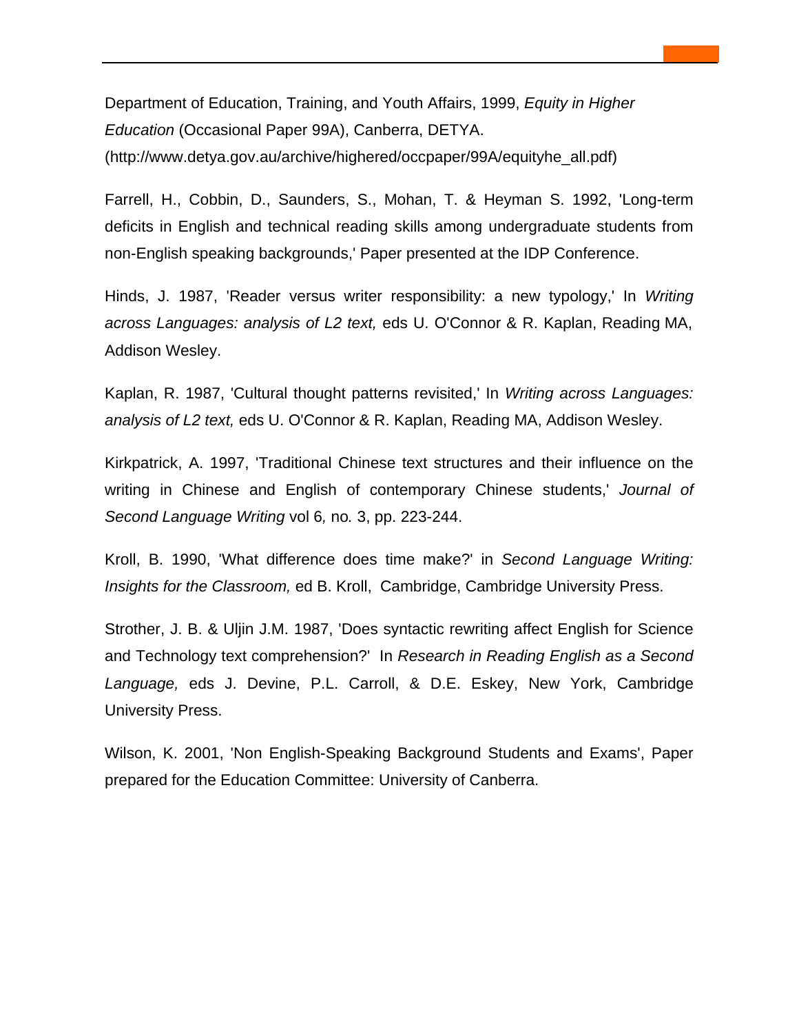Department of Education, Training, and Youth Affairs, 1999, *Equity in Higher Education* (Occasional Paper 99A), Canberra, DETYA. (http://www.detya.gov.au/archive/highered/occpaper/99A/equityhe_all.pdf)

Farrell, H., Cobbin, D., Saunders, S., Mohan, T. & Heyman S. 1992, 'Long-term deficits in English and technical reading skills among undergraduate students from non-English speaking backgrounds,' Paper presented at the IDP Conference.

Hinds, J. 1987, 'Reader versus writer responsibility: a new typology,' In *Writing across Languages: analysis of L2 text,* eds U. O'Connor & R. Kaplan, Reading MA, Addison Wesley.

Kaplan, R. 1987, 'Cultural thought patterns revisited,' In *Writing across Languages: analysis of L2 text,* eds U. O'Connor & R. Kaplan, Reading MA, Addison Wesley.

Kirkpatrick, A. 1997, 'Traditional Chinese text structures and their influence on the writing in Chinese and English of contemporary Chinese students,' *Journal of Second Language Writing* vol 6*,* no*.* 3, pp. 223-244.

Kroll, B. 1990, 'What difference does time make?' in *Second Language Writing: Insights for the Classroom,* ed B. Kroll, Cambridge, Cambridge University Press.

Strother, J. B. & Uljin J.M. 1987, 'Does syntactic rewriting affect English for Science and Technology text comprehension?' In *Research in Reading English as a Second Language,* eds J. Devine, P.L. Carroll, & D.E. Eskey, New York, Cambridge University Press.

Wilson, K. 2001, 'Non English-Speaking Background Students and Exams', Paper prepared for the Education Committee: University of Canberra.